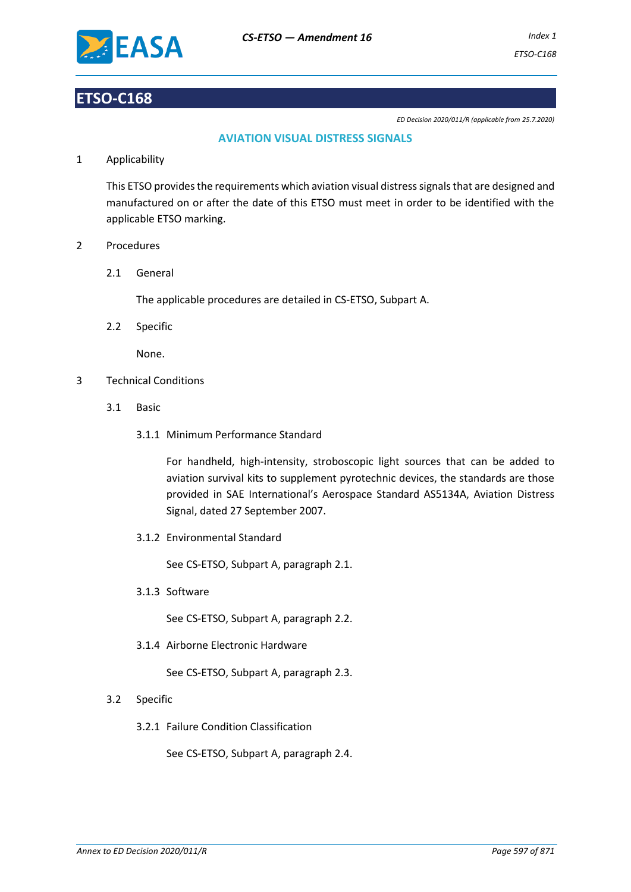# ETSO-C168

*ED Decision 2020/011/R (applicable from 25.7.2020)*

## AVIATION VISUAL DISTRESS SIGNALS

1 Applicability

This ETSO provides the requirements which aviation visual distress signals that are designed and manufactured on or after the date of this ETSO must meet in order to be identified with the applicable ETSO marking.

2 Procedures

2.1 General

The applicable procedures are detailed in CS-ETSO, Subpart A.

2.2 Specific

None.

3 Technical Conditions

3.1 Basic

3.1.1 Minimum Performance Standard

For handheld, high-intensity, stroboscopic light sources that can be added to aviation survival kits to supplement pyrotechnic devices, the standards are those provided in SAE International's Aerospace Standard AS5134A, Aviation Distress Signal, dated 27 September 2007.

3.1.2 Environmental Standard

See CS-ETSO, Subpart A, paragraph 2.1.

3.1.3 Software

See CS-ETSO, Subpart A, paragraph 2.2.

3.1.4 Airborne Electronic Hardware

See CS-ETSO, Subpart A, paragraph 2.3.

3.2 Specific

3.2.1 Failure Condition Classification

See CS-ETSO, Subpart A, paragraph 2.4.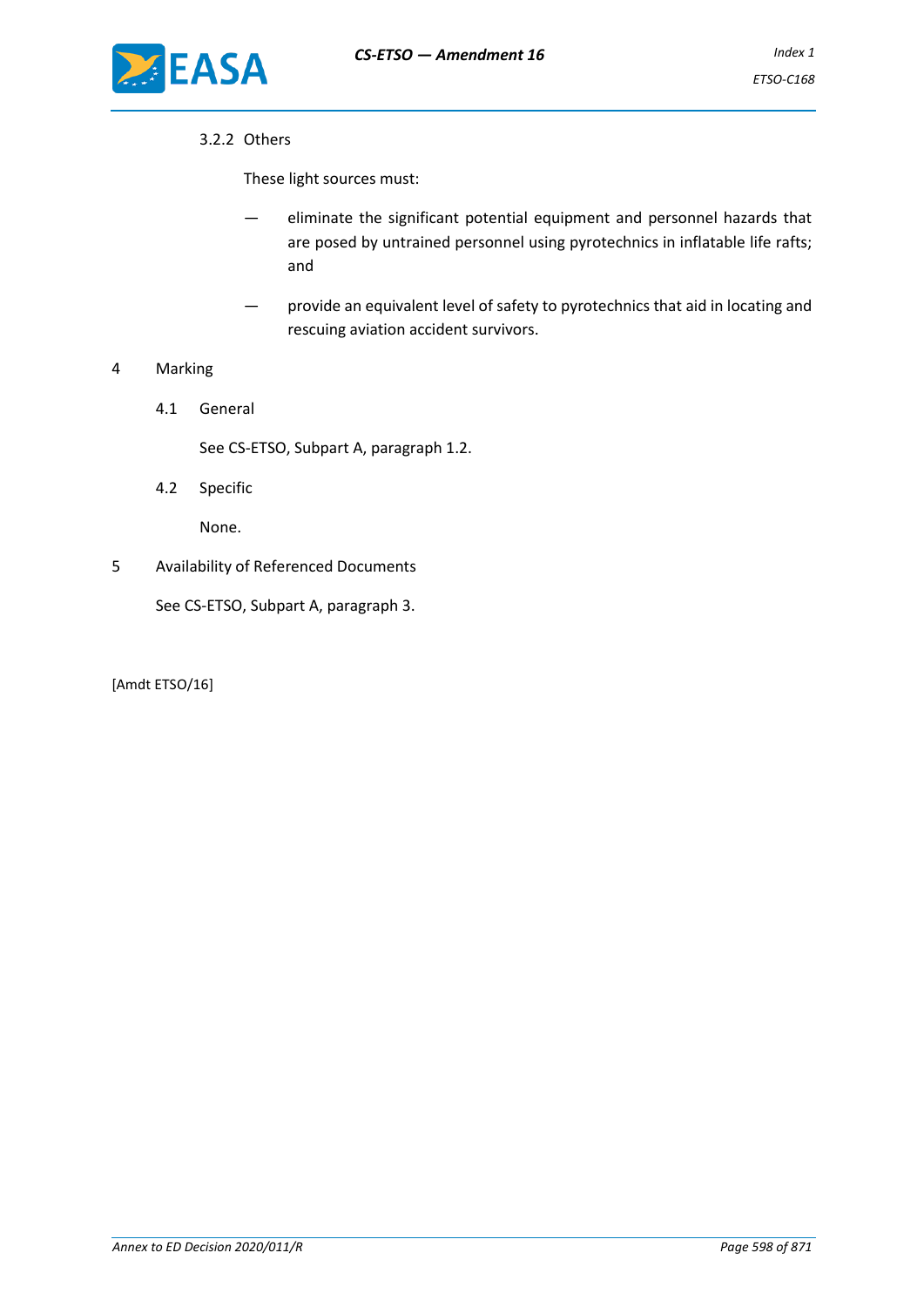#### 3.2.2 Others

These light sources must:

- eliminate the significant potential equipment and personnel hazards that are posed by untrained personnel using pyrotechnics in inflatable life rafts; and
- provide an equivalent level of safety to pyrotechnics that aid in locating and rescuing aviation accident survivors.

## 4 Marking

### 4.1 General

See CS-ETSO, Subpart A, paragraph 1.2.

### 4.2 Specific

None.

## 5 Availability of Referenced Documents

See CS-ETSO, Subpart A, paragraph 3.

[Amdt ETSO/16]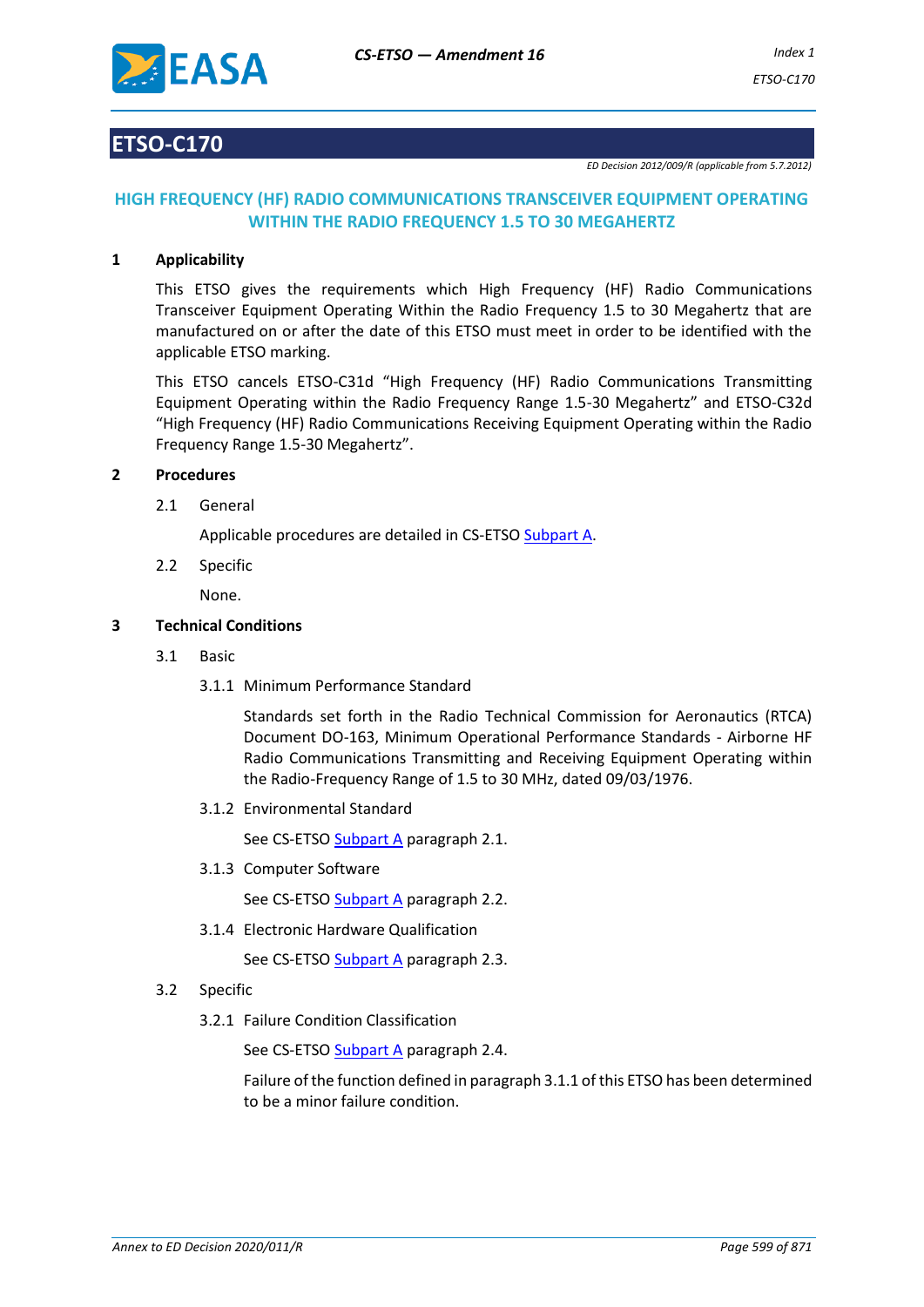# ETSO-C170

*ED Decision 2012/009/R (applicable from 5.7.2012)*

## HIGH FREQUENCY (HF) RADIO COMMUNICATIONS TRANSCEIVER EQUIPMENT OPERATING WITHIN THE RADIO FREQUENCY 1.5 TO 30 MEGAHERTZ

### 1 Applicability

This ETSO gives the requirements which High Frequency (HF) Radio Communications Transceiver Equipment Operating Within the Radio Frequency 1.5 to 30 Megahertz that are manufactured on or after the date of this ETSO must meet in order to be identified with the applicable ETSO marking.

This ETSO cancels ETSO-C31d "High Frequency (HF) Radio Communications Transmitting Equipment Operating within the Radio Frequency Range 1.5-30 Megahertz" and ETSO-C32d "High Frequency (HF) Radio Communications Receiving Equipment Operating within the Radio Frequency Range 1.5-30 Megahertz".

### 2 Procedures

2.1 General

Applicable procedures are detailed in CS-ETSO Subpart A.

2.2 Specific

None.

### 3 Technical Conditions

3.1 Basic

3.1.1 Minimum Performance Standard

Standards set forth in the Radio Technical Commission for Aeronautics (RTCA) Document DO-163, Minimum Operational Performance Standards - Airborne HF Radio Communications Transmitting and Receiving Equipment Operating within the Radio-Frequency Range of 1.5 to 30 MHz, dated 09/03/1976.

3.1.2 Environmental Standard

See CS-ETSO Subpart A paragraph 2.1.

3.1.3 Computer Software

See CS-ETSO Subpart A paragraph 2.2.

3.1.4 Electronic Hardware Qualification

See CS-ETSO Subpart A paragraph 2.3.

3.2 Specific

3.2.1 Failure Condition Classification

See CS-ETSO Subpart A paragraph 2.4.

Failure of the function defined in paragraph 3.1.1 of this ETSO has been determined to be a minor failure condition.